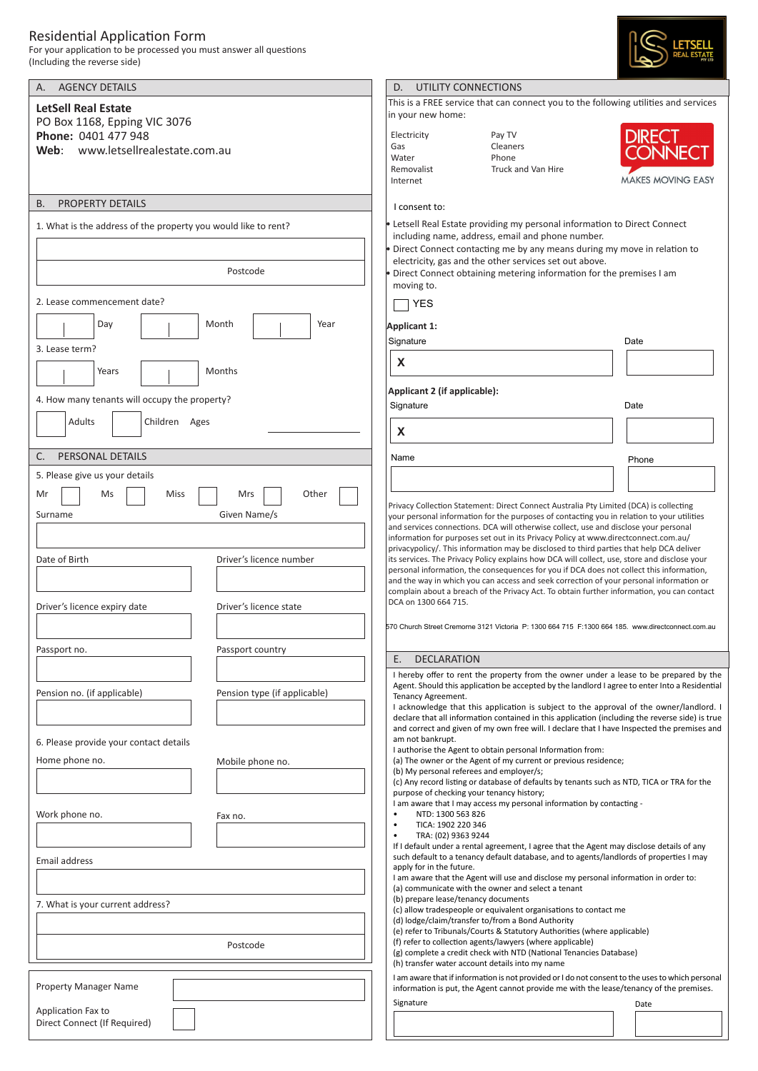# Residential Application Form

For your application to be processed you must answer all questions (Including the reverse side)

## A. AGENCY DETAILS

**LetSell Real Estate**
PO Box 1168, Epping VIC 3076
**Phone:** 0401 477 948
**Web:** www.letsellrealestate.com.au

## B. PROPERTY DETAILS

1. What is the address of the property you would like to rent?

Postcode

2. Lease commencement date?

Day | Month | Year

3. Lease term?

Years | Months

4. How many tenants will occupy the property?

Adults | Children | Ages

## C. PERSONAL DETAILS

5. Please give us your details

Mr | Ms | Miss | Mrs | Other

| Surname | Given Name/s |
|---|---|
| Date of Birth | Driver's licence number |
| Driver's licence expiry date | Driver's licence state |
| Passport no. | Passport country |
| Pension no. (if applicable) | Pension type (if applicable) |

6. Please provide your contact details

| Home phone no. | Mobile phone no. |
|---|---|
| Work phone no. | Fax no. |

Email address

7. What is your current address?

Postcode

Property Manager Name

Application Fax to Direct Connect (If Required)

## D. UTILITY CONNECTIONS

This is a FREE service that can connect you to the following utilities and services in your new home:

| | |
|---|---|
| Electricity | Pay TV |
| Gas | Cleaners |
| Water | Phone |
| Removalist | Truck and Van Hire |
| Internet | |

DIRECT CONNECT — MAKES MOVING EASY

I consent to:

- Letsell Real Estate providing my personal information to Direct Connect including name, address, email and phone number.
- Direct Connect contacting me by any means during my move in relation to electricity, gas and the other services set out above.
- Direct Connect obtaining metering information for the premises I am moving to.

YES

**Applicant 1:**

Signature X | Date

**Applicant 2 (if applicable):**

Signature X | Date

Name | Phone

Privacy Collection Statement: Direct Connect Australia Pty Limited (DCA) is collecting your personal information for the purposes of contacting you in relation to your utilities and services connections. DCA will otherwise collect, use and disclose your personal information for purposes set out in its Privacy Policy at www.directconnect.com.au/privacypolicy/. This information may be disclosed to third parties that help DCA deliver its services. The Privacy Policy explains how DCA will collect, use, store and disclose your personal information, the consequences for you if DCA does not collect this information, and the way in which you can access and seek correction of your personal information or complain about a breach of the Privacy Act. To obtain further information, you can contact DCA on 1300 664 715.

570 Church Street Cremorne 3121 Victoria P: 1300 664 715 F:1300 664 185. www.directconnect.com.au

## E. DECLARATION

I hereby offer to rent the property from the owner under a lease to be prepared by the Agent. Should this application be accepted by the landlord I agree to enter Into a Residential Tenancy Agreement.

I acknowledge that this application is subject to the approval of the owner/landlord. I declare that all information contained in this application (including the reverse side) is true and correct and given of my own free will. I declare that I have Inspected the premises and am not bankrupt.

I authorise the Agent to obtain personal Information from:
(a) The owner or the Agent of my current or previous residence;
(b) My personal referees and employer/s;
(c) Any record listing or database of defaults by tenants such as NTD, TICA or TRA for the purpose of checking your tenancy history;

I am aware that I may access my personal information by contacting -

- NTD: 1300 563 826
- TICA: 1902 220 346
- TRA: (02) 9363 9244

If I default under a rental agreement, I agree that the Agent may disclose details of any such default to a tenancy default database, and to agents/landlords of properties I may apply for in the future.

I am aware that the Agent will use and disclose my personal information in order to:
(a) communicate with the owner and select a tenant
(b) prepare lease/tenancy documents
(c) allow tradespeople or equivalent organisations to contact me
(d) lodge/claim/transfer to/from a Bond Authority
(e) refer to Tribunals/Courts & Statutory Authorities (where applicable)
(f) refer to collection agents/lawyers (where applicable)
(g) complete a credit check with NTD (National Tenancies Database)
(h) transfer water account details into my name

I am aware that if information is not provided or I do not consent to the uses to which personal information is put, the Agent cannot provide me with the lease/tenancy of the premises.

Signature | Date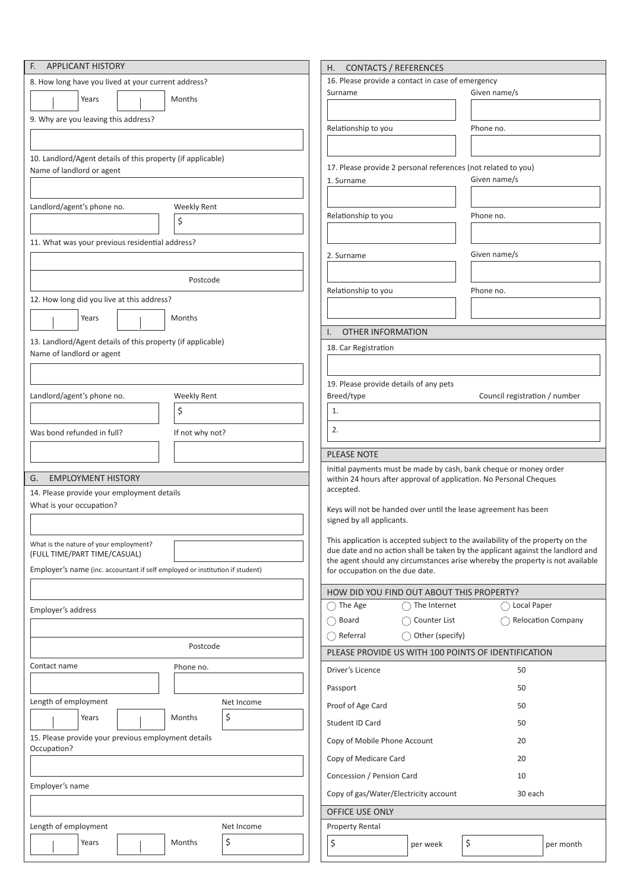## F. APPLICANT HISTORY

8. How long have you lived at your current address?

Years | Months

9. Why are you leaving this address?

10. Landlord/Agent details of this property (if applicable)

Name of landlord or agent

Landlord/agent's phone no. | Weekly Rent $

11. What was your previous residential address?

Postcode

12. How long did you live at this address?

Years | Months

13. Landlord/Agent details of this property (if applicable)

Name of landlord or agent

Landlord/agent's phone no. | Weekly Rent $

Was bond refunded in full? | If not why not?

## G. EMPLOYMENT HISTORY

14. Please provide your employment details

What is your occupation?

What is the nature of your employment? (FULL TIME/PART TIME/CASUAL)

Employer's name (inc. accountant if self employed or institution if student)

Employer's address

Postcode

Contact name | Phone no.

Length of employment | Years | Months | Net Income $

15. Please provide your previous employment details

Occupation?

Employer's name

Length of employment | Years | Months | Net Income $

## H. CONTACTS / REFERENCES

16. Please provide a contact in case of emergency

Surname | Given name/s

Relationship to you | Phone no.

17. Please provide 2 personal references (not related to you)

1. Surname | Given name/s

Relationship to you | Phone no.

2. Surname | Given name/s

Relationship to you | Phone no.

## I. OTHER INFORMATION

18. Car Registration

19. Please provide details of any pets

| Breed/type | Council registration / number |
|---|---|
| 1. | |
| 2. | |

## PLEASE NOTE

Initial payments must be made by cash, bank cheque or money order within 24 hours after approval of application. No Personal Cheques accepted.

Keys will not be handed over until the lease agreement has been signed by all applicants.

This application is accepted subject to the availability of the property on the due date and no action shall be taken by the applicant against the landlord and the agent should any circumstances arise whereby the property is not available for occupation on the due date.

## HOW DID YOU FIND OUT ABOUT THIS PROPERTY?

- ◯ The Age
- ◯ The Internet
- ◯ Local Paper
- ◯ Board
- ◯ Counter List
- ◯ Relocation Company
- ◯ Referral
- ◯ Other (specify)

## PLEASE PROVIDE US WITH 100 POINTS OF IDENTIFICATION

| | |
|---|---|
| Driver's Licence | 50 |
| Passport | 50 |
| Proof of Age Card | 50 |
| Student ID Card | 50 |
| Copy of Mobile Phone Account | 20 |
| Copy of Medicare Card | 20 |
| Concession / Pension Card | 10 |
| Copy of gas/Water/Electricity account | 30 each |

## OFFICE USE ONLY

Property Rental

$ per week | $ per month